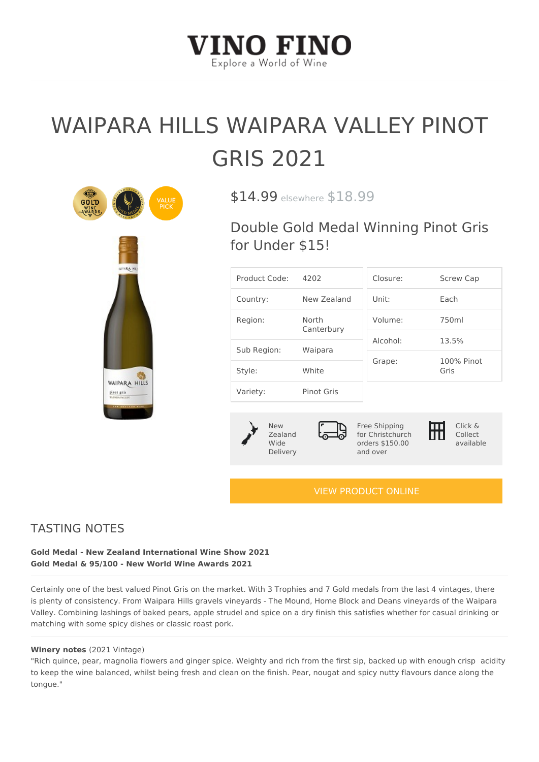# VINO FINO

Explore a World of Wine

# WAIPARA HILLS WAIPARA VALLEY PINOT GRIS 2021

$14.99 elsewhere $18.99

## Double Gold Medal Winning Pinot Gris for Under $15!

| Product Code: | 4202 |
| --- | --- |
| Country: | New Zealand |
| Region: | North Canterbury |
| Sub Region: | Waipara |
| Style: | White |
| Variety: | Pinot Gris |

| Closure: | Screw Cap |
| --- | --- |
| Unit: | Each |
| Volume: | 750ml |
| Alcohol: | 13.5% |
| Grape: | 100% Pinot Gris |

New Zealand Wide Delivery

Free Shipping for Christchurch orders $150.00 and over

Click & Collect available

VIEW PRODUCT ONLINE

## TASTING NOTES

**Gold Medal - New Zealand International Wine Show 2021**
**Gold Medal & 95/100 - New World Wine Awards 2021**

Certainly one of the best valued Pinot Gris on the market. With 3 Trophies and 7 Gold medals from the last 4 vintages, there is plenty of consistency. From Waipara Hills gravels vineyards - The Mound, Home Block and Deans vineyards of the Waipara Valley. Combining lashings of baked pears, apple strudel and spice on a dry finish this satisfies whether for casual drinking or matching with some spicy dishes or classic roast pork.

**Winery notes** (2021 Vintage)
"Rich quince, pear, magnolia flowers and ginger spice. Weighty and rich from the first sip, backed up with enough crisp acidity to keep the wine balanced, whilst being fresh and clean on the finish. Pear, nougat and spicy nutty flavours dance along the tongue."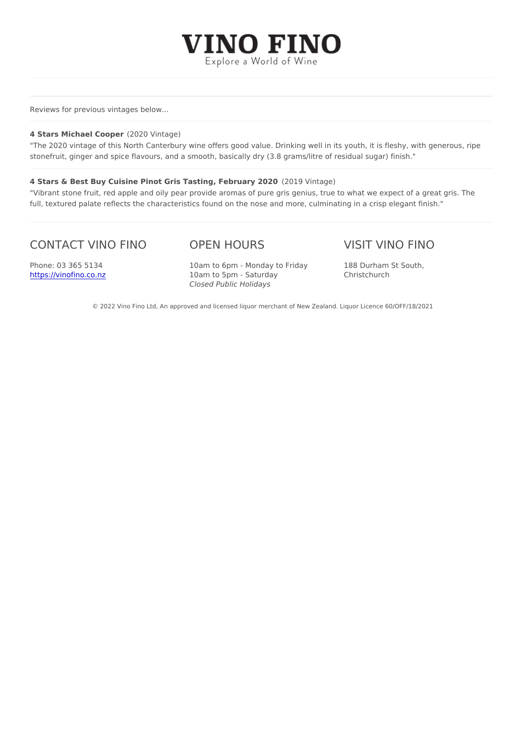Reviews for previous vintages below...

**4 Stars Michael Cooper** (2020 Vintage)
"The 2020 vintage of this North Canterbury wine offers good value. Drinking well in its youth, it is fleshy, with generous, ripe stonefruit, ginger and spice flavours, and a smooth, basically dry (3.8 grams/litre of residual sugar) finish."

**4 Stars & Best Buy Cuisine Pinot Gris Tasting, February 2020** (2019 Vintage)
"Vibrant stone fruit, red apple and oily pear provide aromas of pure gris genius, true to what we expect of a great gris. The full, textured palate reflects the characteristics found on the nose and more, culminating in a crisp elegant finish."

## CONTACT VINO FINO

Phone: 03 365 5134
[https://vinofino.co.nz](https://vinofino.co.nz)

## OPEN HOURS

10am to 6pm - Monday to Friday
10am to 5pm - Saturday
*Closed Public Holidays*

## VISIT VINO FINO

188 Durham St South,
Christchurch

© 2022 Vino Fino Ltd, An approved and licensed liquor merchant of New Zealand. Liquor Licence 60/OFF/18/2021